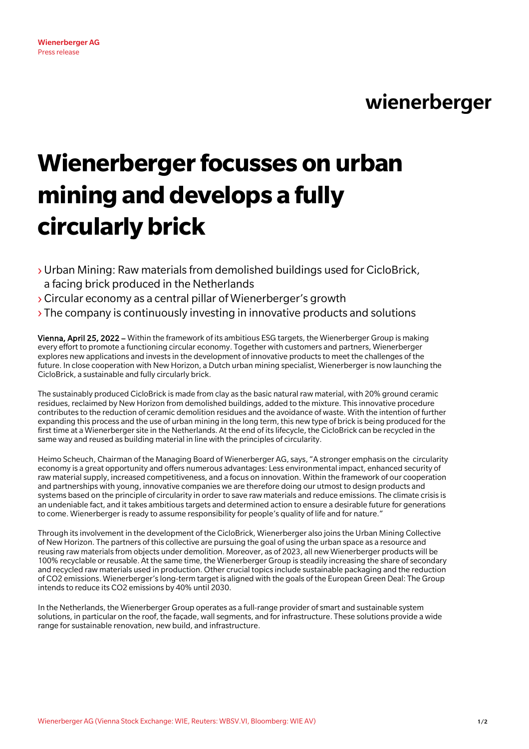Wienerberger AG
Press release

wienerberger

# Wienerberger focusses on urban mining and develops a fully circularly brick

- Urban Mining: Raw materials from demolished buildings used for CicloBrick, a facing brick produced in the Netherlands
- Circular economy as a central pillar of Wienerberger's growth
- The company is continuously investing in innovative products and solutions

**Vienna, April 25, 2022 –** Within the framework of its ambitious ESG targets, the Wienerberger Group is making every effort to promote a functioning circular economy. Together with customers and partners, Wienerberger explores new applications and invests in the development of innovative products to meet the challenges of the future. In close cooperation with New Horizon, a Dutch urban mining specialist, Wienerberger is now launching the CicloBrick, a sustainable and fully circularly brick.

The sustainably produced CicloBrick is made from clay as the basic natural raw material, with 20% ground ceramic residues, reclaimed by New Horizon from demolished buildings, added to the mixture. This innovative procedure contributes to the reduction of ceramic demolition residues and the avoidance of waste. With the intention of further expanding this process and the use of urban mining in the long term, this new type of brick is being produced for the first time at a Wienerberger site in the Netherlands. At the end of its lifecycle, the CicloBrick can be recycled in the same way and reused as building material in line with the principles of circularity.

Heimo Scheuch, Chairman of the Managing Board of Wienerberger AG, says, "A stronger emphasis on the circularity economy is a great opportunity and offers numerous advantages: Less environmental impact, enhanced security of raw material supply, increased competitiveness, and a focus on innovation. Within the framework of our cooperation and partnerships with young, innovative companies we are therefore doing our utmost to design products and systems based on the principle of circularity in order to save raw materials and reduce emissions. The climate crisis is an undeniable fact, and it takes ambitious targets and determined action to ensure a desirable future for generations to come. Wienerberger is ready to assume responsibility for people's quality of life and for nature."

Through its involvement in the development of the CicloBrick, Wienerberger also joins the Urban Mining Collective of New Horizon. The partners of this collective are pursuing the goal of using the urban space as a resource and reusing raw materials from objects under demolition. Moreover, as of 2023, all new Wienerberger products will be 100% recyclable or reusable. At the same time, the Wienerberger Group is steadily increasing the share of secondary and recycled raw materials used in production. Other crucial topics include sustainable packaging and the reduction of $CO_2$ emissions. Wienerberger's long-term target is aligned with the goals of the European Green Deal: The Group intends to reduce its $CO_2$ emissions by 40% until 2030.

In the Netherlands, the Wienerberger Group operates as a full-range provider of smart and sustainable system solutions, in particular on the roof, the façade, wall segments, and for infrastructure. These solutions provide a wide range for sustainable renovation, new build, and infrastructure.

Wienerberger AG (Vienna Stock Exchange: WIE, Reuters: WBSV.VI, Bloomberg: WIE AV)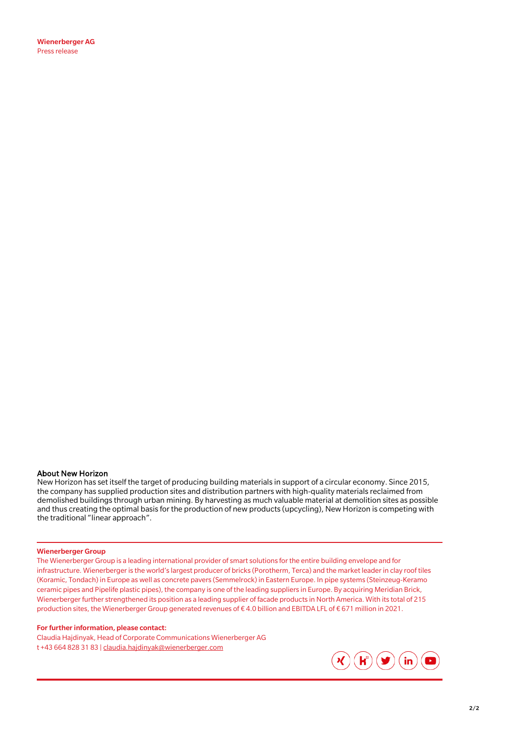## About New Horizon

New Horizon has set itself the target of producing building materials in support of a circular economy. Since 2015, the company has supplied production sites and distribution partners with high-quality materials reclaimed from demolished buildings through urban mining. By harvesting as much valuable material at demolition sites as possible and thus creating the optimal basis for the production of new products (upcycling), New Horizon is competing with the traditional "linear approach".

---

**Wienerberger Group**

The Wienerberger Group is a leading international provider of smart solutions for the entire building envelope and for infrastructure. Wienerberger is the world's largest producer of bricks (Porotherm, Terca) and the market leader in clay roof tiles (Koramic, Tondach) in Europe as well as concrete pavers (Semmelrock) in Eastern Europe. In pipe systems (Steinzeug-Keramo ceramic pipes and Pipelife plastic pipes), the company is one of the leading suppliers in Europe. By acquiring Meridian Brick, Wienerberger further strengthened its position as a leading supplier of facade products in North America. With its total of 215 production sites, the Wienerberger Group generated revenues of € 4.0 billion and EBITDA LFL of € 671 million in 2021.

**For further information, please contact:**

Claudia Hajdinyak, Head of Corporate Communications Wienerberger AG
t +43 664 828 31 83 | claudia.hajdinyak@wienerberger.com